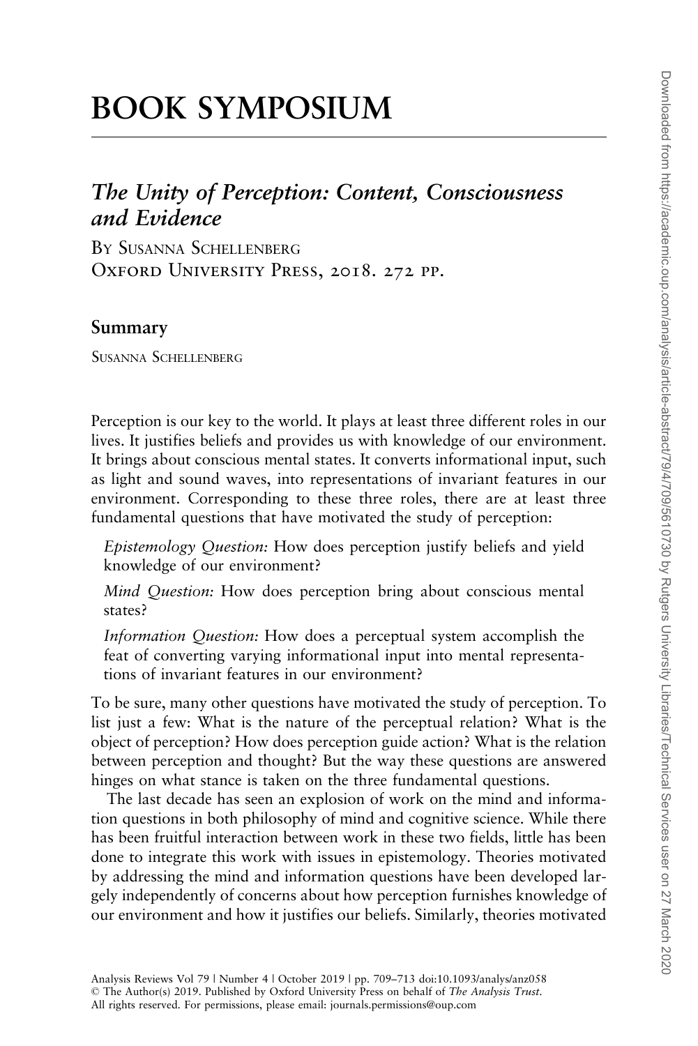# BOOK SYMPOSIUM

## *The Unity of Perception: Content, Consciousness and Evidence*

By Susanna Schellenberg
Oxford University Press, 2018. 272 pp.

### Summary

Susanna Schellenberg

Perception is our key to the world. It plays at least three different roles in our lives. It justifies beliefs and provides us with knowledge of our environment. It brings about conscious mental states. It converts informational input, such as light and sound waves, into representations of invariant features in our environment. Corresponding to these three roles, there are at least three fundamental questions that have motivated the study of perception:

> *Epistemology Question:* How does perception justify beliefs and yield knowledge of our environment?
>
> *Mind Question:* How does perception bring about conscious mental states?
>
> *Information Question:* How does a perceptual system accomplish the feat of converting varying informational input into mental representations of invariant features in our environment?

To be sure, many other questions have motivated the study of perception. To list just a few: What is the nature of the perceptual relation? What is the object of perception? How does perception guide action? What is the relation between perception and thought? But the way these questions are answered hinges on what stance is taken on the three fundamental questions.

The last decade has seen an explosion of work on the mind and information questions in both philosophy of mind and cognitive science. While there has been fruitful interaction between work in these two fields, little has been done to integrate this work with issues in epistemology. Theories motivated by addressing the mind and information questions have been developed largely independently of concerns about how perception furnishes knowledge of our environment and how it justifies our beliefs. Similarly, theories motivated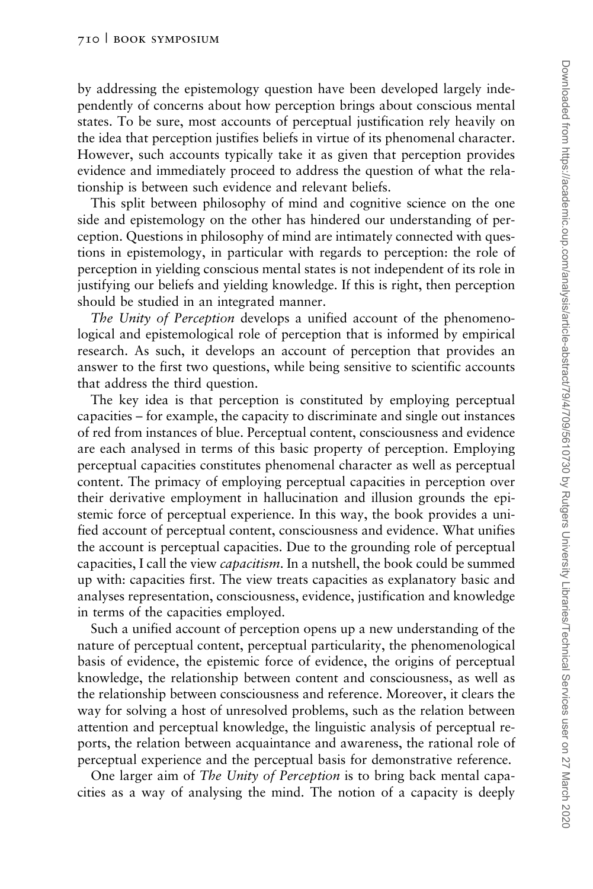by addressing the epistemology question have been developed largely independently of concerns about how perception brings about conscious mental states. To be sure, most accounts of perceptual justification rely heavily on the idea that perception justifies beliefs in virtue of its phenomenal character. However, such accounts typically take it as given that perception provides evidence and immediately proceed to address the question of what the relationship is between such evidence and relevant beliefs.

This split between philosophy of mind and cognitive science on the one side and epistemology on the other has hindered our understanding of perception. Questions in philosophy of mind are intimately connected with questions in epistemology, in particular with regards to perception: the role of perception in yielding conscious mental states is not independent of its role in justifying our beliefs and yielding knowledge. If this is right, then perception should be studied in an integrated manner.

*The Unity of Perception* develops a unified account of the phenomenological and epistemological role of perception that is informed by empirical research. As such, it develops an account of perception that provides an answer to the first two questions, while being sensitive to scientific accounts that address the third question.

The key idea is that perception is constituted by employing perceptual capacities – for example, the capacity to discriminate and single out instances of red from instances of blue. Perceptual content, consciousness and evidence are each analysed in terms of this basic property of perception. Employing perceptual capacities constitutes phenomenal character as well as perceptual content. The primacy of employing perceptual capacities in perception over their derivative employment in hallucination and illusion grounds the epistemic force of perceptual experience. In this way, the book provides a unified account of perceptual content, consciousness and evidence. What unifies the account is perceptual capacities. Due to the grounding role of perceptual capacities, I call the view *capacitism*. In a nutshell, the book could be summed up with: capacities first. The view treats capacities as explanatory basic and analyses representation, consciousness, evidence, justification and knowledge in terms of the capacities employed.

Such a unified account of perception opens up a new understanding of the nature of perceptual content, perceptual particularity, the phenomenological basis of evidence, the epistemic force of evidence, the origins of perceptual knowledge, the relationship between content and consciousness, as well as the relationship between consciousness and reference. Moreover, it clears the way for solving a host of unresolved problems, such as the relation between attention and perceptual knowledge, the linguistic analysis of perceptual reports, the relation between acquaintance and awareness, the rational role of perceptual experience and the perceptual basis for demonstrative reference.

One larger aim of *The Unity of Perception* is to bring back mental capacities as a way of analysing the mind. The notion of a capacity is deeply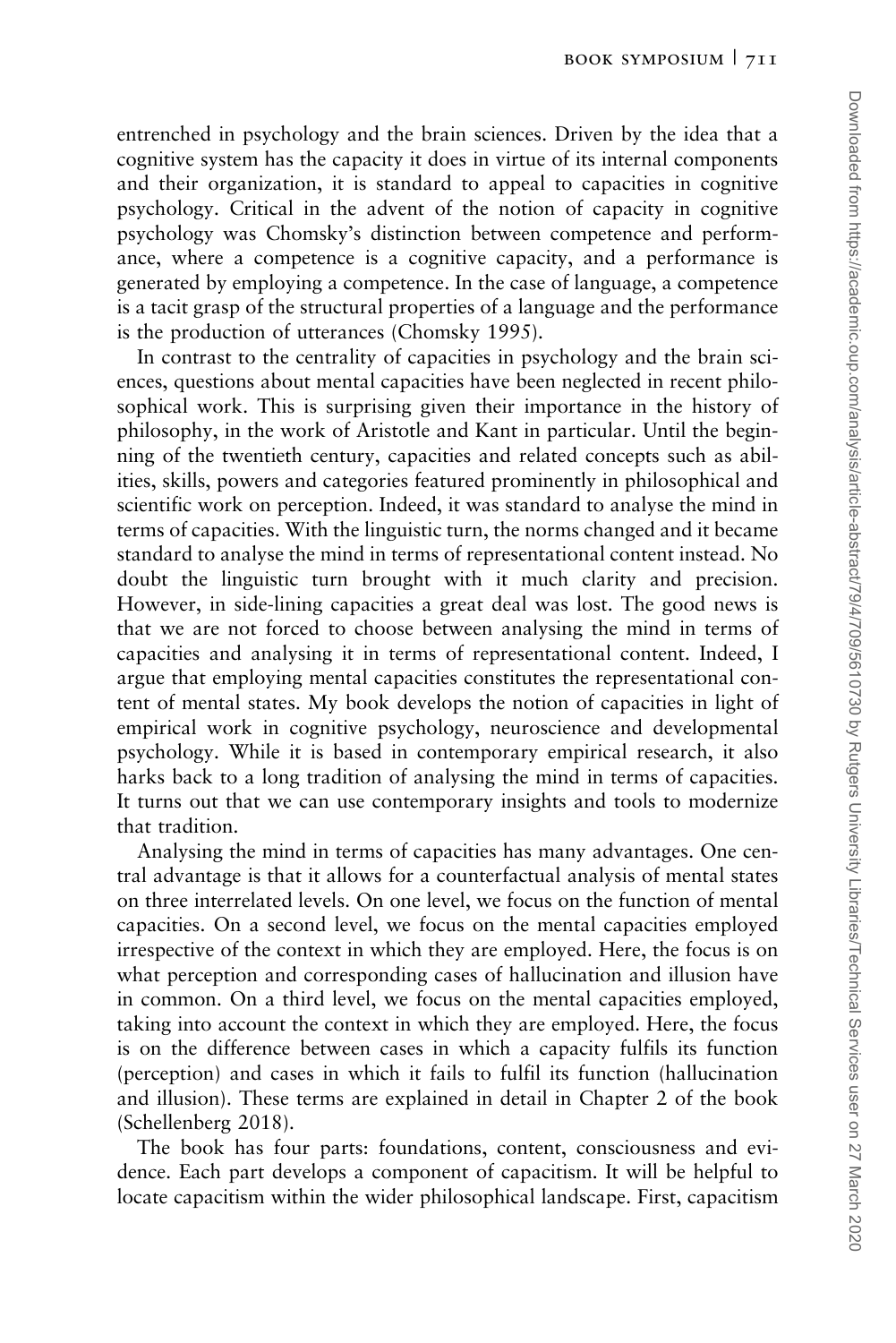entrenched in psychology and the brain sciences. Driven by the idea that a cognitive system has the capacity it does in virtue of its internal components and their organization, it is standard to appeal to capacities in cognitive psychology. Critical in the advent of the notion of capacity in cognitive psychology was Chomsky's distinction between competence and performance, where a competence is a cognitive capacity, and a performance is generated by employing a competence. In the case of language, a competence is a tacit grasp of the structural properties of a language and the performance is the production of utterances (Chomsky 1995).

In contrast to the centrality of capacities in psychology and the brain sciences, questions about mental capacities have been neglected in recent philosophical work. This is surprising given their importance in the history of philosophy, in the work of Aristotle and Kant in particular. Until the beginning of the twentieth century, capacities and related concepts such as abilities, skills, powers and categories featured prominently in philosophical and scientific work on perception. Indeed, it was standard to analyse the mind in terms of capacities. With the linguistic turn, the norms changed and it became standard to analyse the mind in terms of representational content instead. No doubt the linguistic turn brought with it much clarity and precision. However, in side-lining capacities a great deal was lost. The good news is that we are not forced to choose between analysing the mind in terms of capacities and analysing it in terms of representational content. Indeed, I argue that employing mental capacities constitutes the representational content of mental states. My book develops the notion of capacities in light of empirical work in cognitive psychology, neuroscience and developmental psychology. While it is based in contemporary empirical research, it also harks back to a long tradition of analysing the mind in terms of capacities. It turns out that we can use contemporary insights and tools to modernize that tradition.

Analysing the mind in terms of capacities has many advantages. One central advantage is that it allows for a counterfactual analysis of mental states on three interrelated levels. On one level, we focus on the function of mental capacities. On a second level, we focus on the mental capacities employed irrespective of the context in which they are employed. Here, the focus is on what perception and corresponding cases of hallucination and illusion have in common. On a third level, we focus on the mental capacities employed, taking into account the context in which they are employed. Here, the focus is on the difference between cases in which a capacity fulfils its function (perception) and cases in which it fails to fulfil its function (hallucination and illusion). These terms are explained in detail in Chapter 2 of the book (Schellenberg 2018).

The book has four parts: foundations, content, consciousness and evidence. Each part develops a component of capacitism. It will be helpful to locate capacitism within the wider philosophical landscape. First, capacitism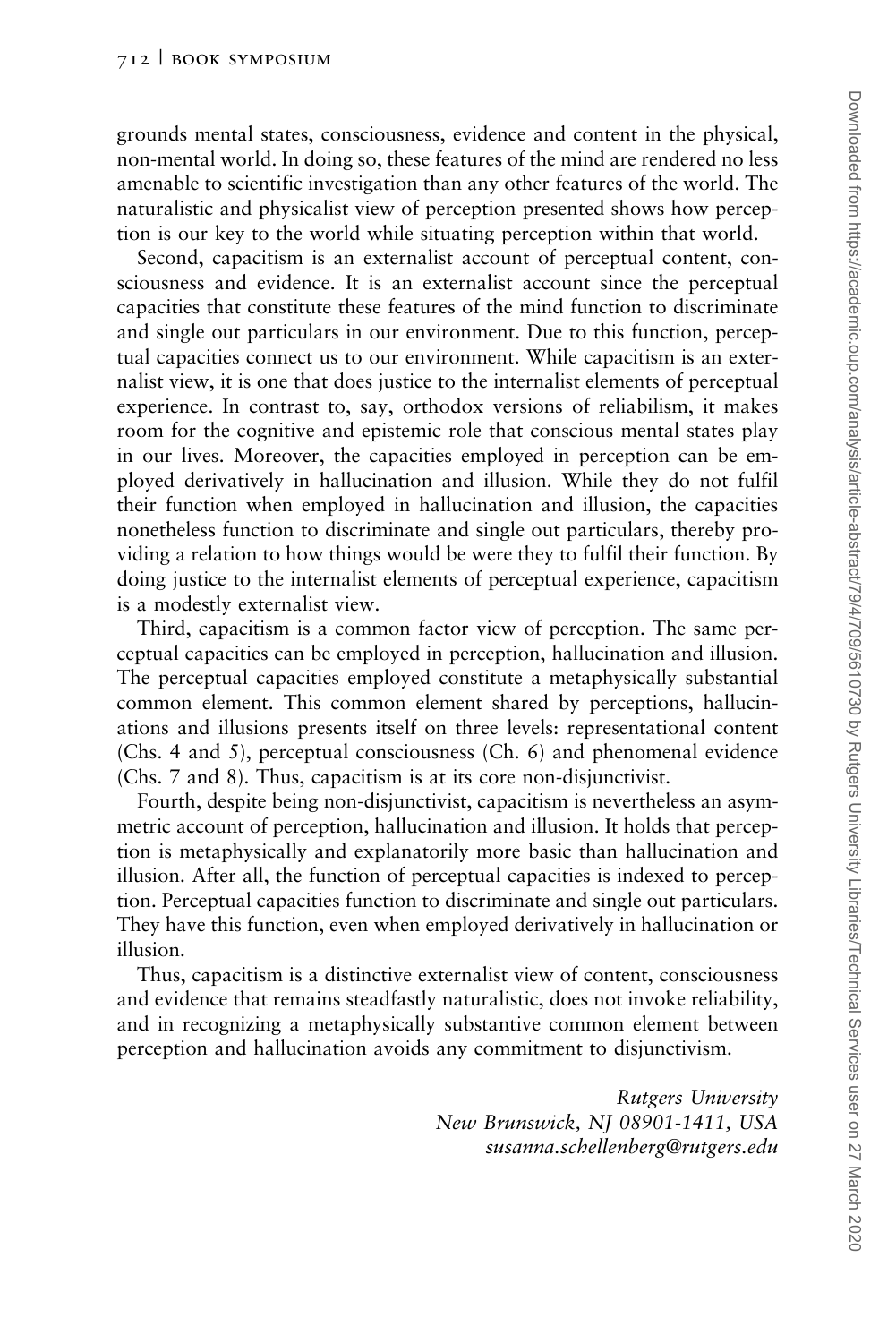grounds mental states, consciousness, evidence and content in the physical, non-mental world. In doing so, these features of the mind are rendered no less amenable to scientific investigation than any other features of the world. The naturalistic and physicalist view of perception presented shows how perception is our key to the world while situating perception within that world.

Second, capacitism is an externalist account of perceptual content, consciousness and evidence. It is an externalist account since the perceptual capacities that constitute these features of the mind function to discriminate and single out particulars in our environment. Due to this function, perceptual capacities connect us to our environment. While capacitism is an externalist view, it is one that does justice to the internalist elements of perceptual experience. In contrast to, say, orthodox versions of reliabilism, it makes room for the cognitive and epistemic role that conscious mental states play in our lives. Moreover, the capacities employed in perception can be employed derivatively in hallucination and illusion. While they do not fulfil their function when employed in hallucination and illusion, the capacities nonetheless function to discriminate and single out particulars, thereby providing a relation to how things would be were they to fulfil their function. By doing justice to the internalist elements of perceptual experience, capacitism is a modestly externalist view.

Third, capacitism is a common factor view of perception. The same perceptual capacities can be employed in perception, hallucination and illusion. The perceptual capacities employed constitute a metaphysically substantial common element. This common element shared by perceptions, hallucinations and illusions presents itself on three levels: representational content (Chs. 4 and 5), perceptual consciousness (Ch. 6) and phenomenal evidence (Chs. 7 and 8). Thus, capacitism is at its core non-disjunctivist.

Fourth, despite being non-disjunctivist, capacitism is nevertheless an asymmetric account of perception, hallucination and illusion. It holds that perception is metaphysically and explanatorily more basic than hallucination and illusion. After all, the function of perceptual capacities is indexed to perception. Perceptual capacities function to discriminate and single out particulars. They have this function, even when employed derivatively in hallucination or illusion.

Thus, capacitism is a distinctive externalist view of content, consciousness and evidence that remains steadfastly naturalistic, does not invoke reliability, and in recognizing a metaphysically substantive common element between perception and hallucination avoids any commitment to disjunctivism.

*Rutgers University*
*New Brunswick, NJ 08901-1411, USA*
*susanna.schellenberg@rutgers.edu*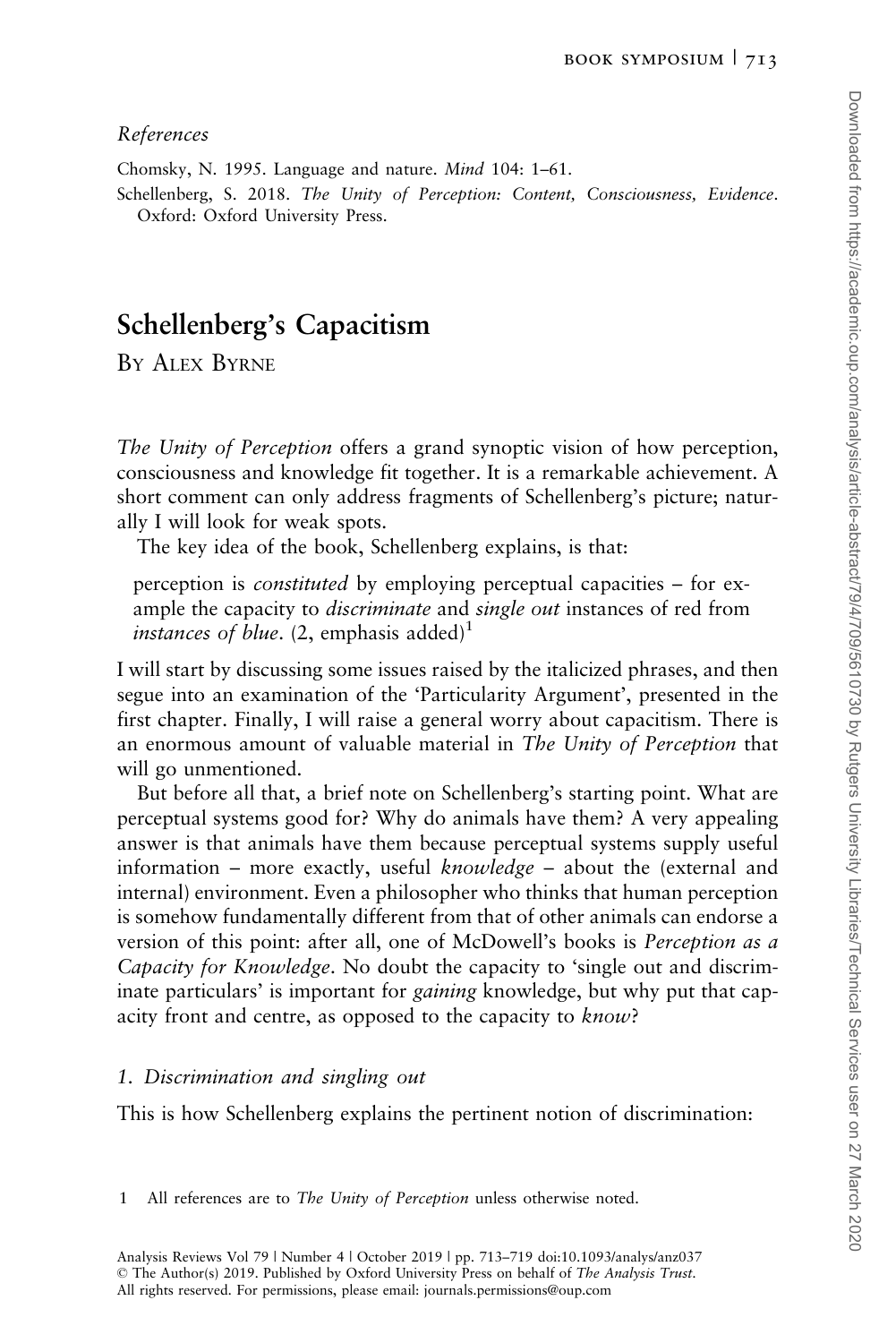*References*

Chomsky, N. 1995. Language and nature. *Mind* 104: 1–61.

Schellenberg, S. 2018. *The Unity of Perception: Content, Consciousness, Evidence*. Oxford: Oxford University Press.

# Schellenberg's Capacitism

By Alex Byrne

*The Unity of Perception* offers a grand synoptic vision of how perception, consciousness and knowledge fit together. It is a remarkable achievement. A short comment can only address fragments of Schellenberg's picture; naturally I will look for weak spots.

The key idea of the book, Schellenberg explains, is that:

> perception is *constituted* by employing perceptual capacities – for example the capacity to *discriminate* and *single out* instances of red from *instances of blue*. (2, emphasis added)[1]

I will start by discussing some issues raised by the italicized phrases, and then segue into an examination of the 'Particularity Argument', presented in the first chapter. Finally, I will raise a general worry about capacitism. There is an enormous amount of valuable material in *The Unity of Perception* that will go unmentioned.

But before all that, a brief note on Schellenberg's starting point. What are perceptual systems good for? Why do animals have them? A very appealing answer is that animals have them because perceptual systems supply useful information – more exactly, useful *knowledge* – about the (external and internal) environment. Even a philosopher who thinks that human perception is somehow fundamentally different from that of other animals can endorse a version of this point: after all, one of McDowell's books is *Perception as a Capacity for Knowledge*. No doubt the capacity to 'single out and discriminate particulars' is important for *gaining* knowledge, but why put that capacity front and centre, as opposed to the capacity to *know*?

## 1. Discrimination and singling out

This is how Schellenberg explains the pertinent notion of discrimination:

1 All references are to *The Unity of Perception* unless otherwise noted.